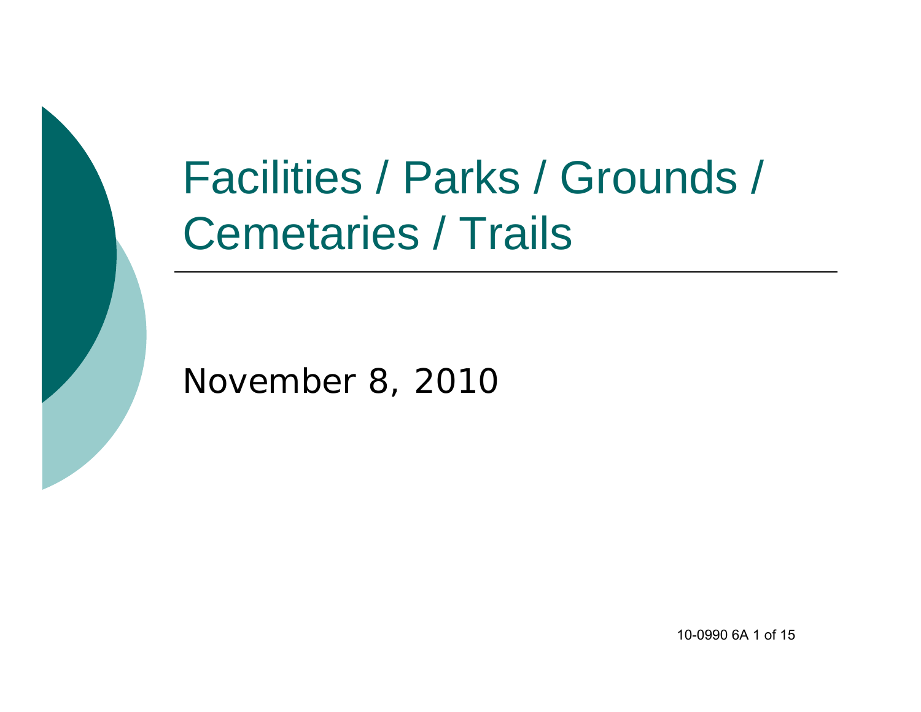# Facilities / Parks / Grounds / Cemetaries / Trails

November 8, 2010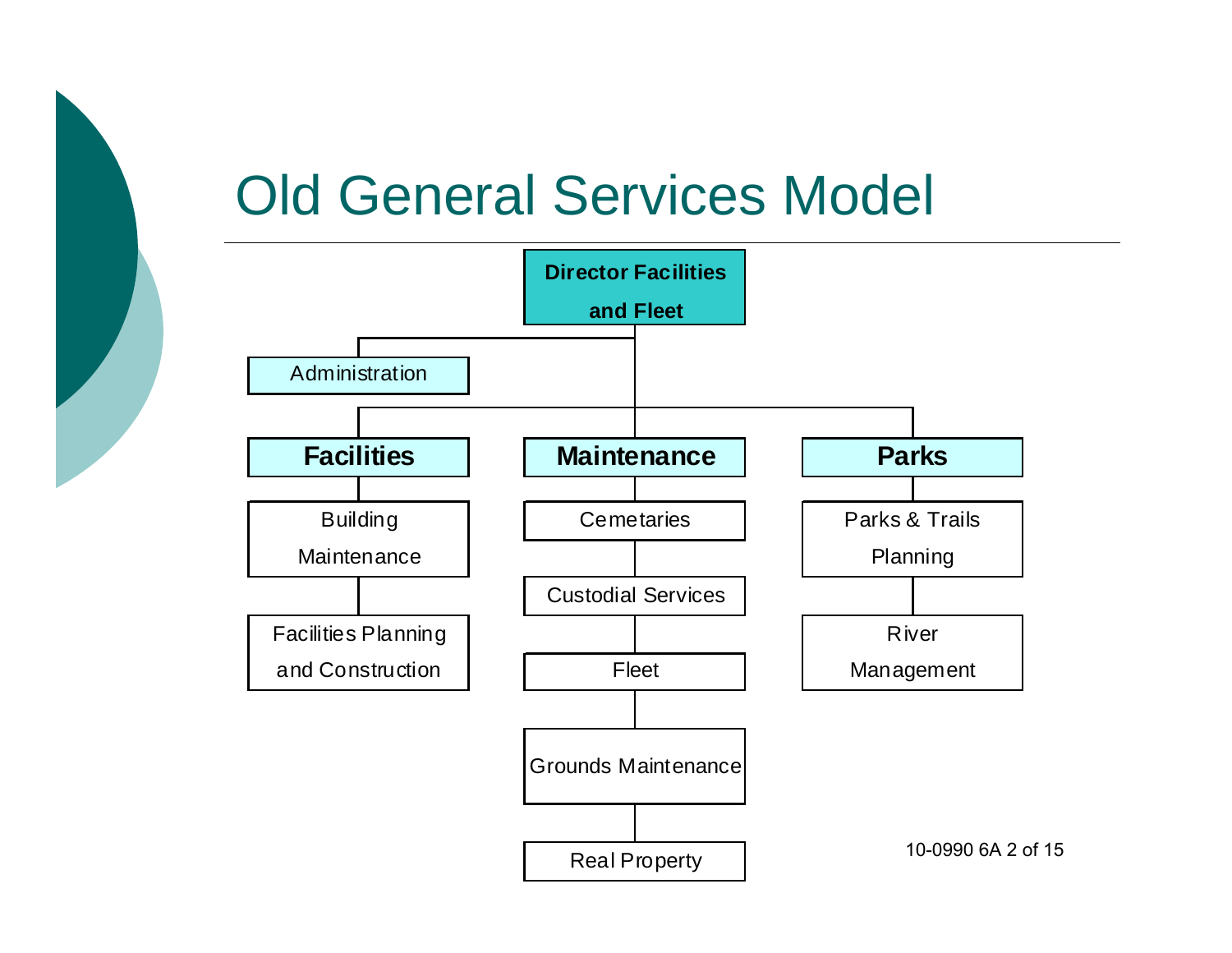# Old General Services Model

- **Director Facilities and Fleet**
  - Administration
  - **Facilities**
    - Building Maintenance
    - Facilities Planning and Construction
  - **Maintenance**
    - Cemetaries
    - Custodial Services
    - Fleet
    - Grounds Maintenance
    - Real Property
  - **Parks**
    - Parks & Trails Planning
    - River Management

10-0990 6A 2 of 15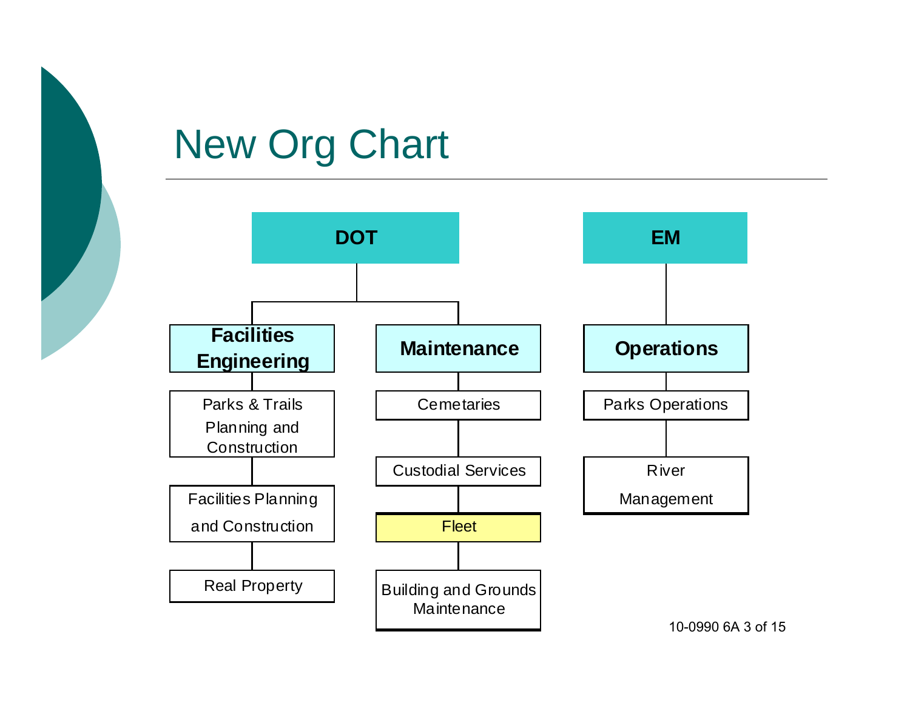# New Org Chart

- **DOT**
  - **Facilities Engineering**
    - Parks & Trails Planning and Construction
    - Facilities Planning and Construction
    - Real Property
  - **Maintenance**
    - Cemetaries
    - Custodial Services
    - Fleet
    - Building and Grounds Maintenance
- **EM**
  - **Operations**
    - Parks Operations
    - River Management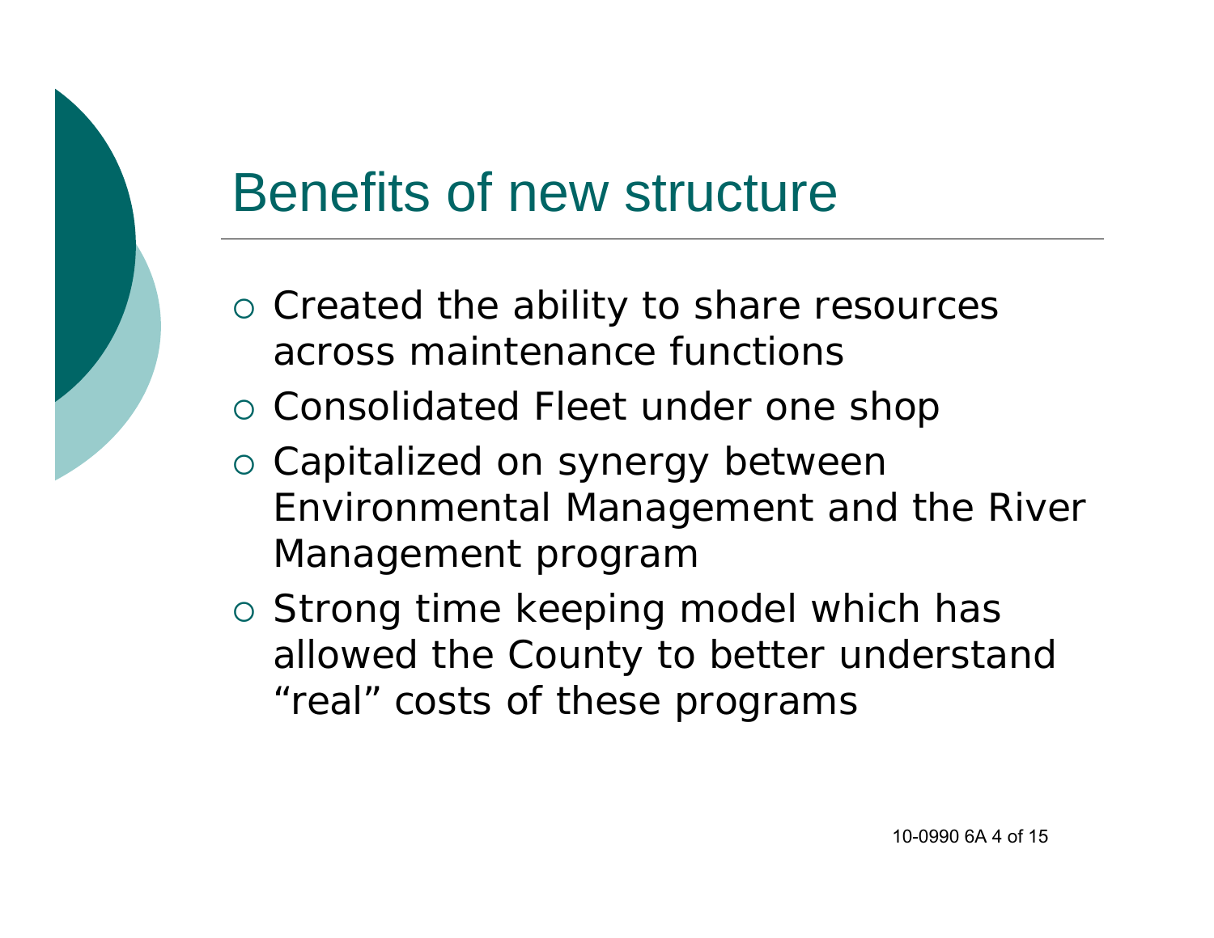# Benefits of new structure

- Created the ability to share resources across maintenance functions
- Consolidated Fleet under one shop
- Capitalized on synergy between Environmental Management and the River Management program
- Strong time keeping model which has allowed the County to better understand "real" costs of these programs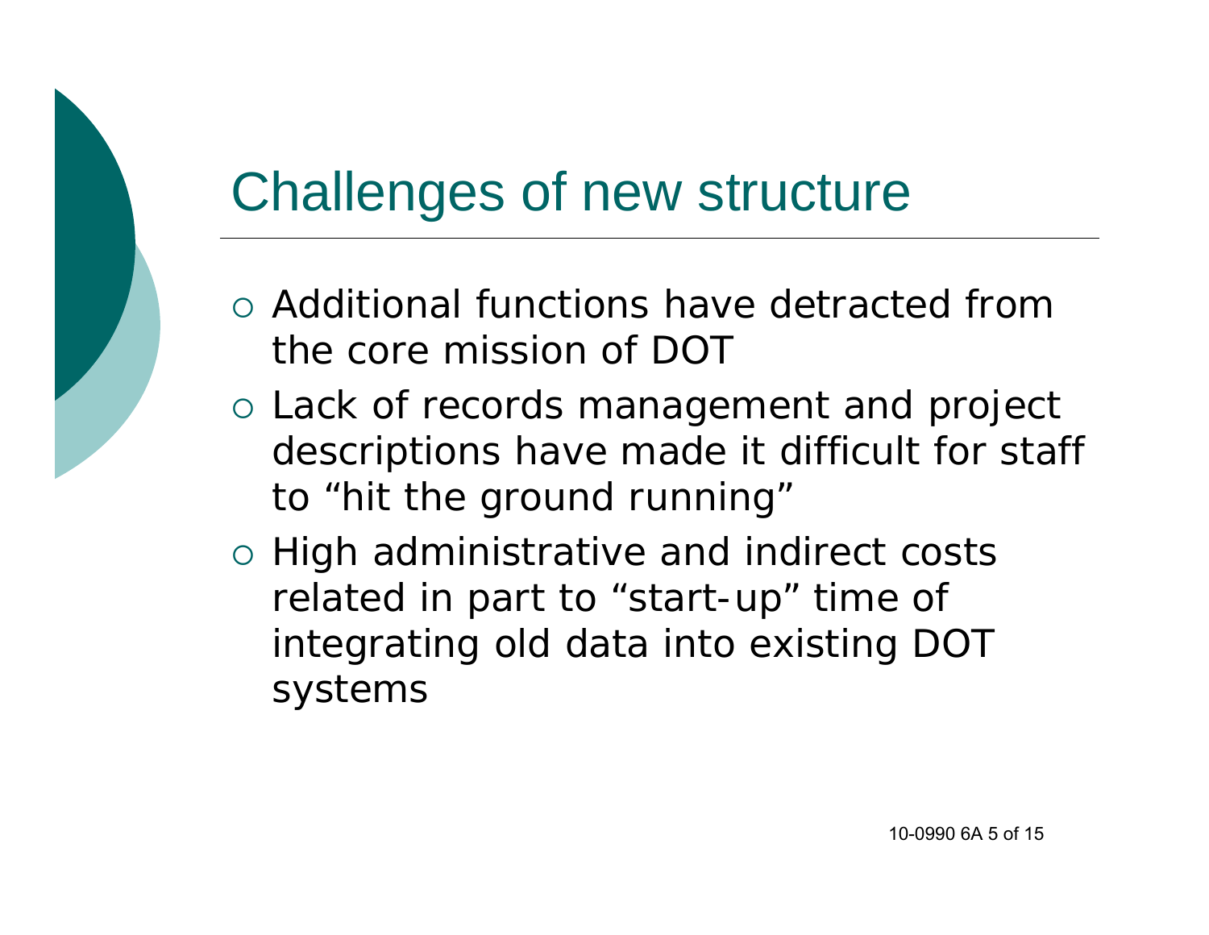# Challenges of new structure

- Additional functions have detracted from the core mission of DOT
- Lack of records management and project descriptions have made it difficult for staff to "hit the ground running"
- High administrative and indirect costs related in part to "start-up" time of integrating old data into existing DOT systems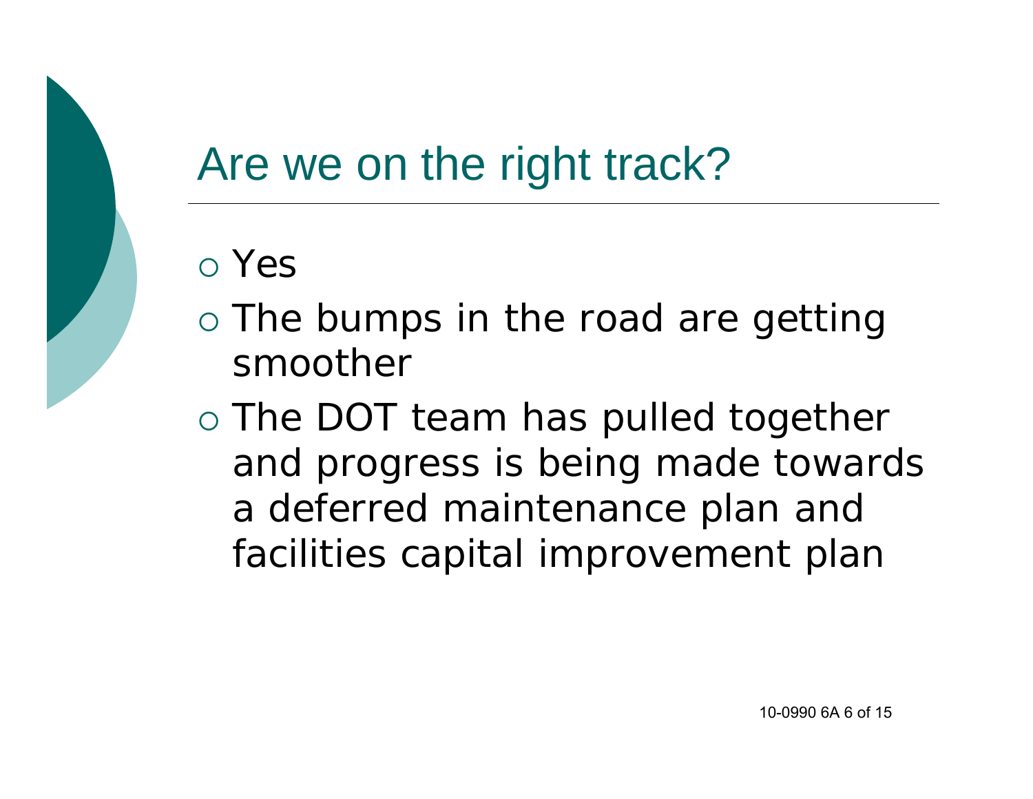# Are we on the right track?

- Yes
- The bumps in the road are getting smoother
- The DOT team has pulled together and progress is being made towards a deferred maintenance plan and facilities capital improvement plan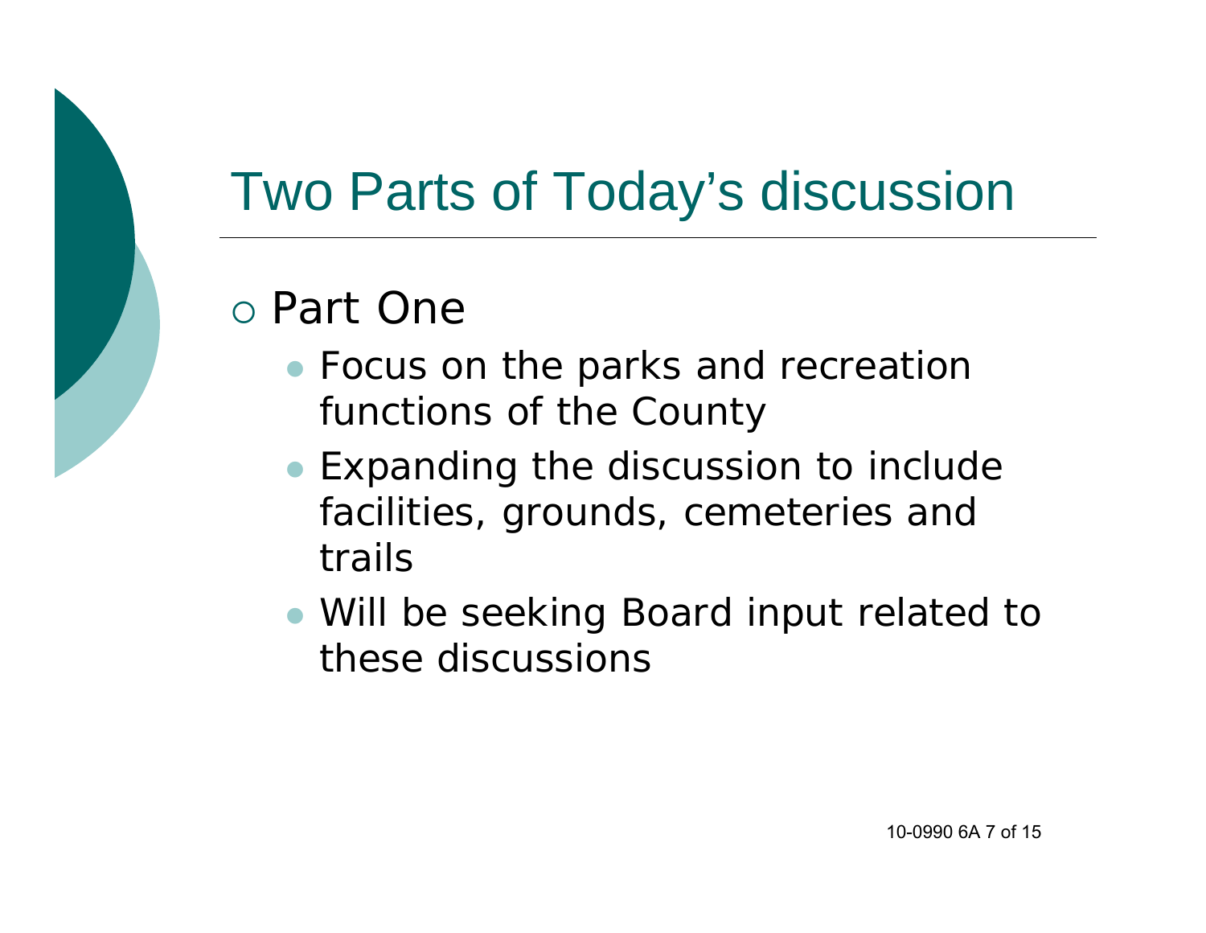# Two Parts of Today's discussion

- Part One
  - Focus on the parks and recreation functions of the County
  - Expanding the discussion to include facilities, grounds, cemeteries and trails
  - Will be seeking Board input related to these discussions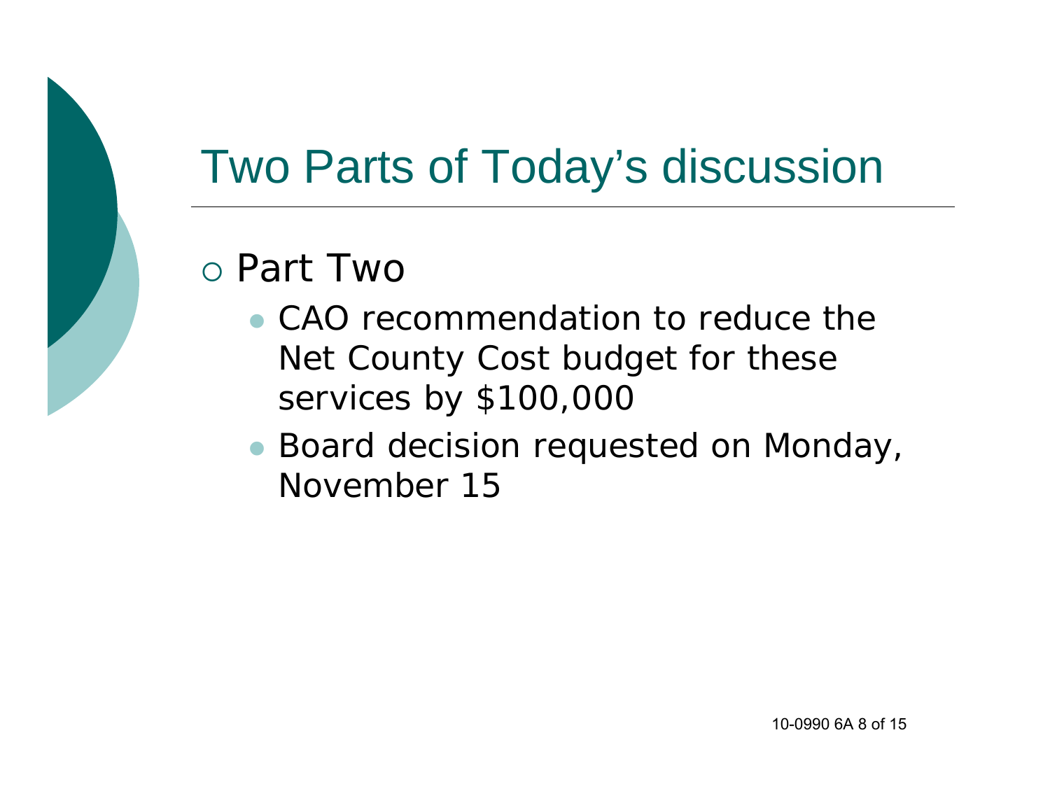# Two Parts of Today's discussion

- Part Two
  - CAO recommendation to reduce the Net County Cost budget for these services by $100,000
  - Board decision requested on Monday, November 15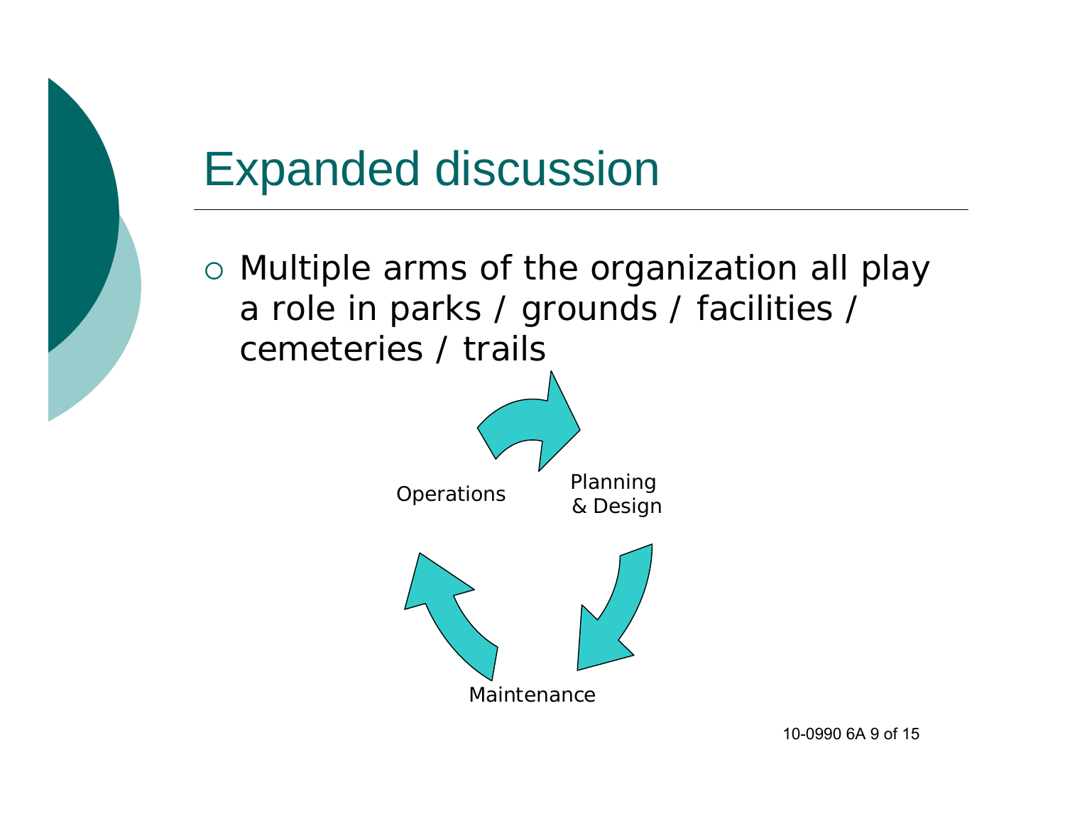# Expanded discussion

- Multiple arms of the organization all play a role in parks / grounds / facilities / cemeteries / trails

Operations

Planning & Design

Maintenance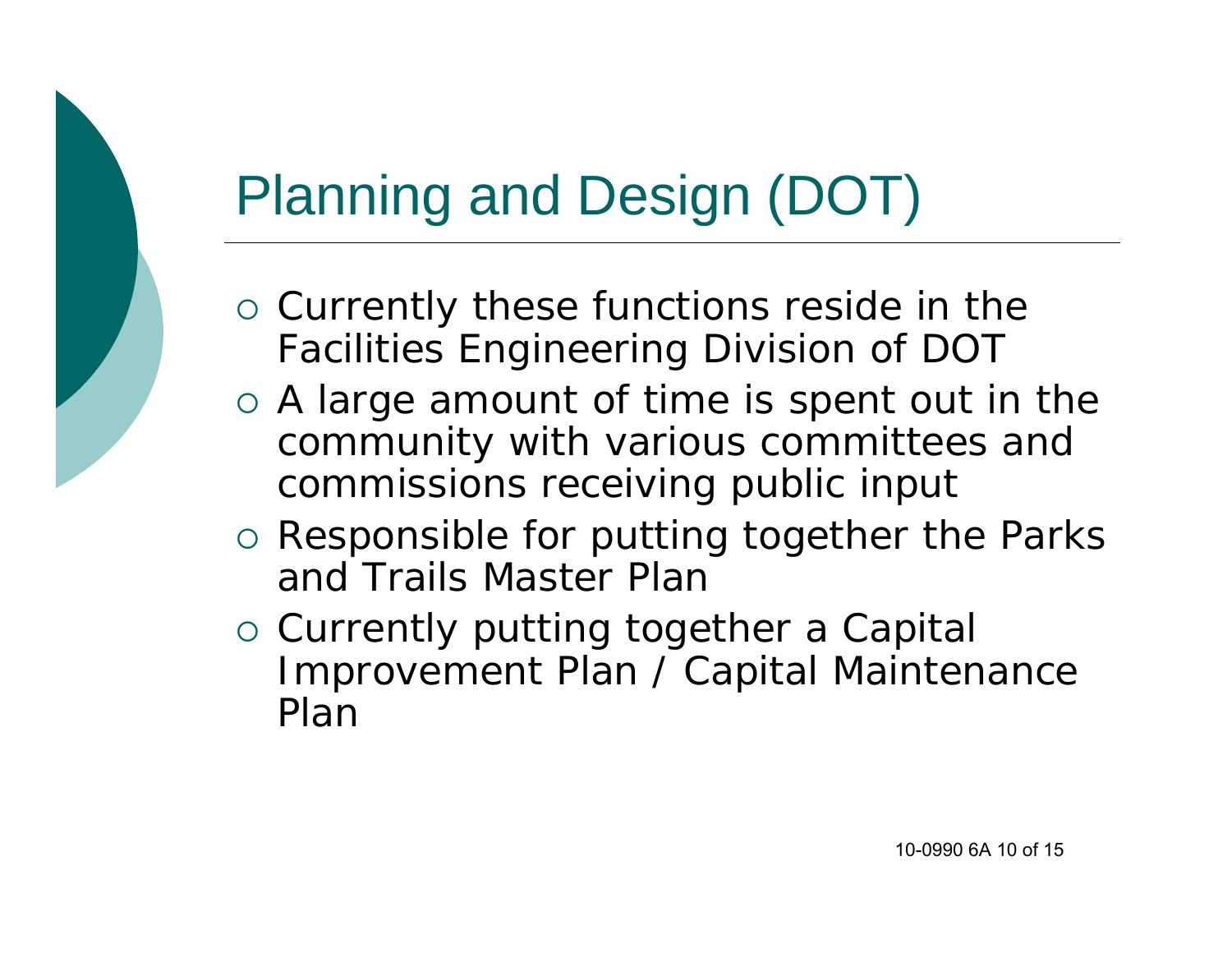# Planning and Design (DOT)

- Currently these functions reside in the Facilities Engineering Division of DOT
- A large amount of time is spent out in the community with various committees and commissions receiving public input
- Responsible for putting together the Parks and Trails Master Plan
- Currently putting together a Capital Improvement Plan / Capital Maintenance Plan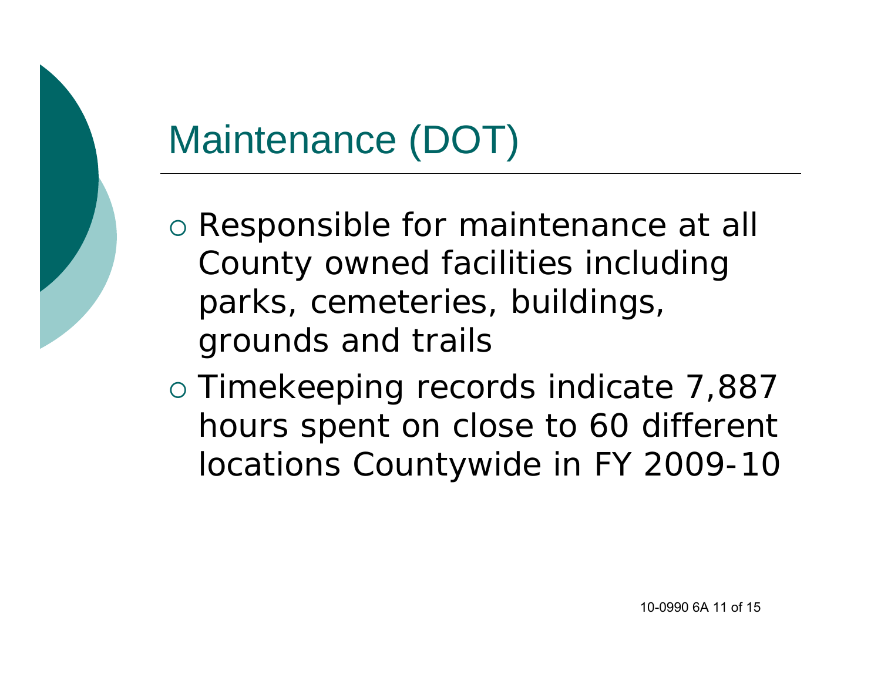# Maintenance (DOT)

- Responsible for maintenance at all County owned facilities including parks, cemeteries, buildings, grounds and trails
- Timekeeping records indicate 7,887 hours spent on close to 60 different locations Countywide in FY 2009-10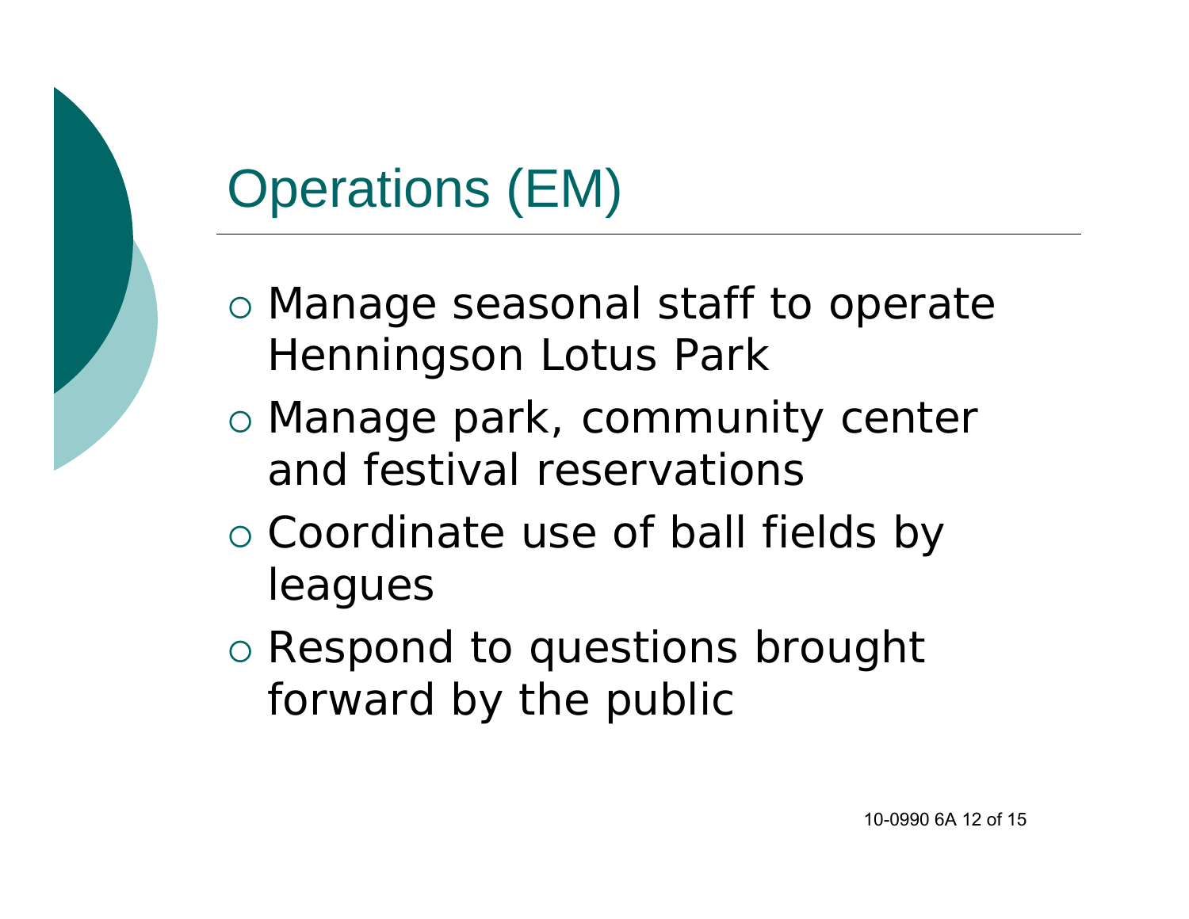# Operations (EM)

- Manage seasonal staff to operate Henningson Lotus Park
- Manage park, community center and festival reservations
- Coordinate use of ball fields by leagues
- Respond to questions brought forward by the public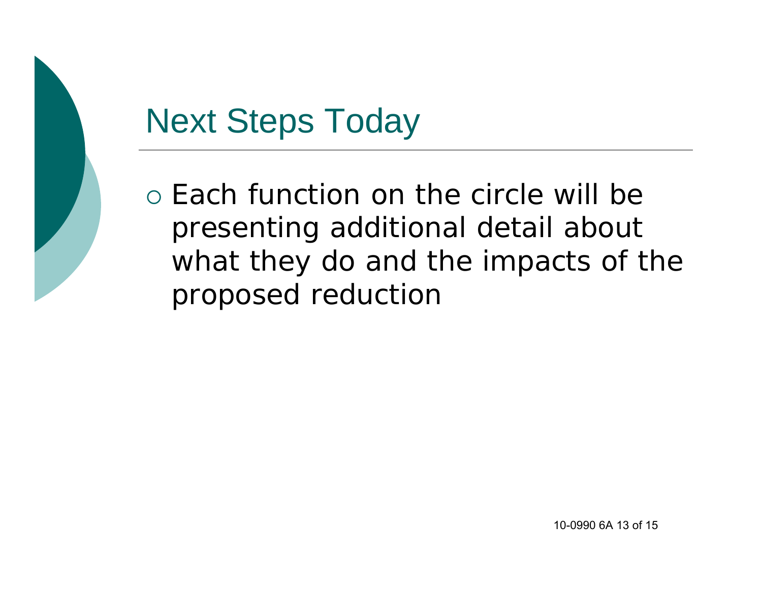# Next Steps Today

- Each function on the circle will be presenting additional detail about what they do and the impacts of the proposed reduction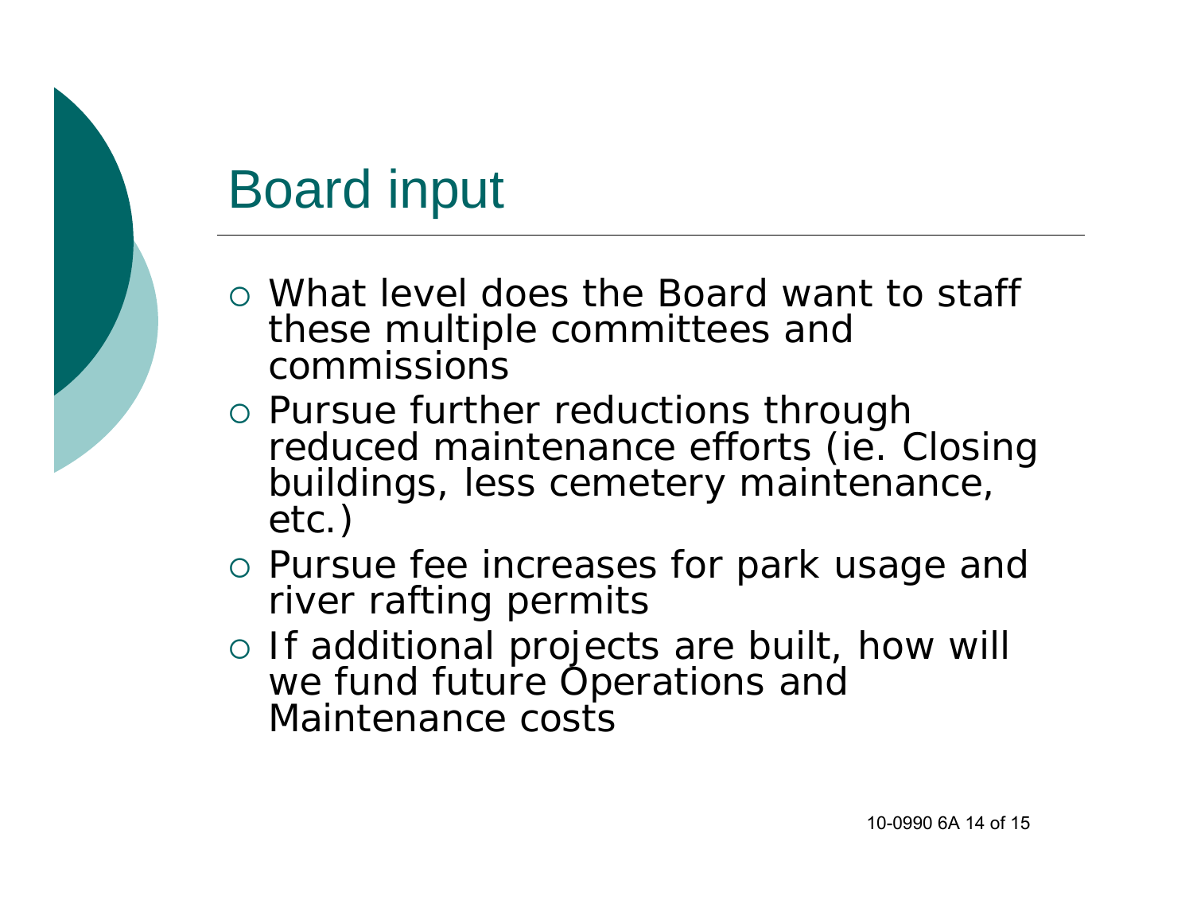# Board input

- What level does the Board want to staff these multiple committees and commissions
- Pursue further reductions through reduced maintenance efforts (ie. Closing buildings, less cemetery maintenance, etc.)
- Pursue fee increases for park usage and river rafting permits
- If additional projects are built, how will we fund future Operations and Maintenance costs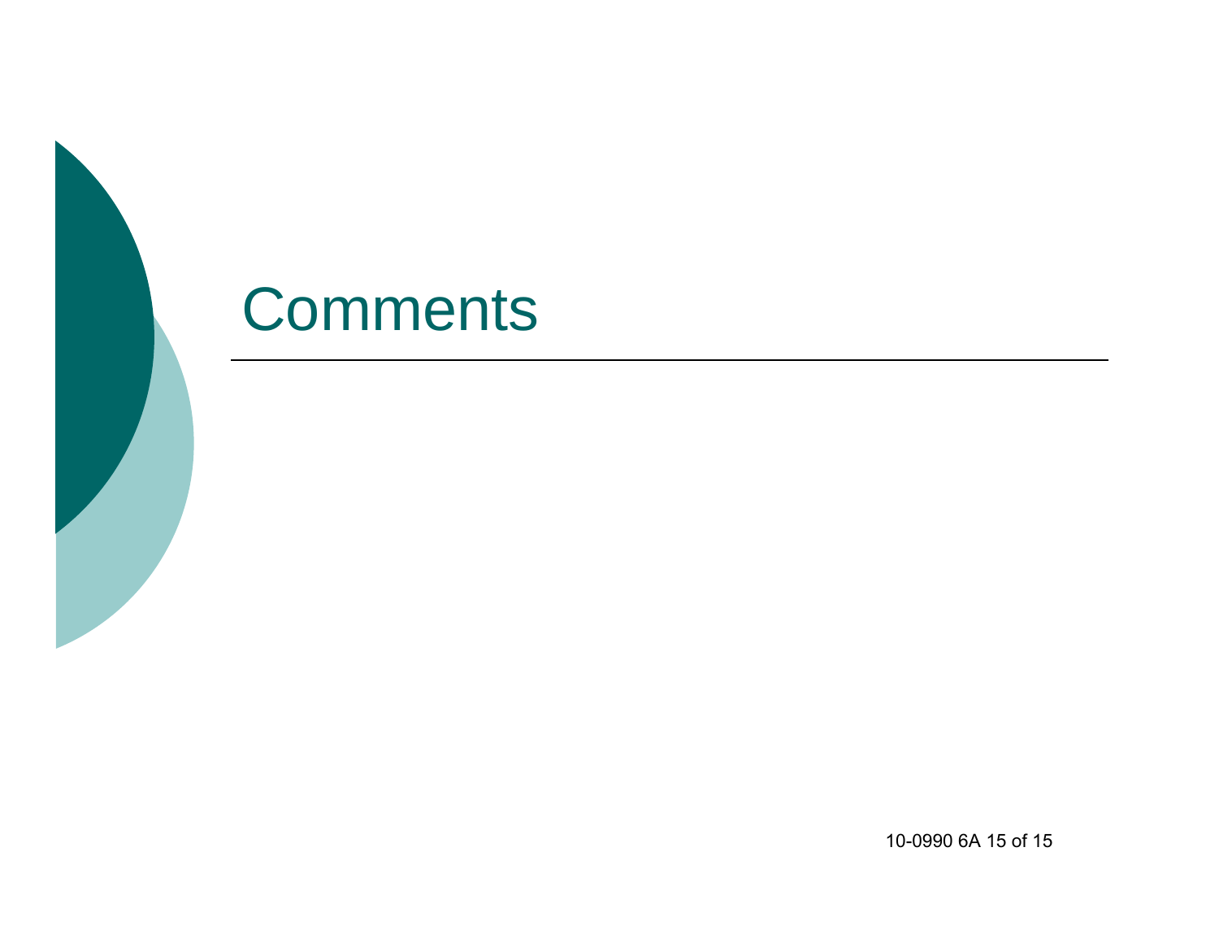# Comments